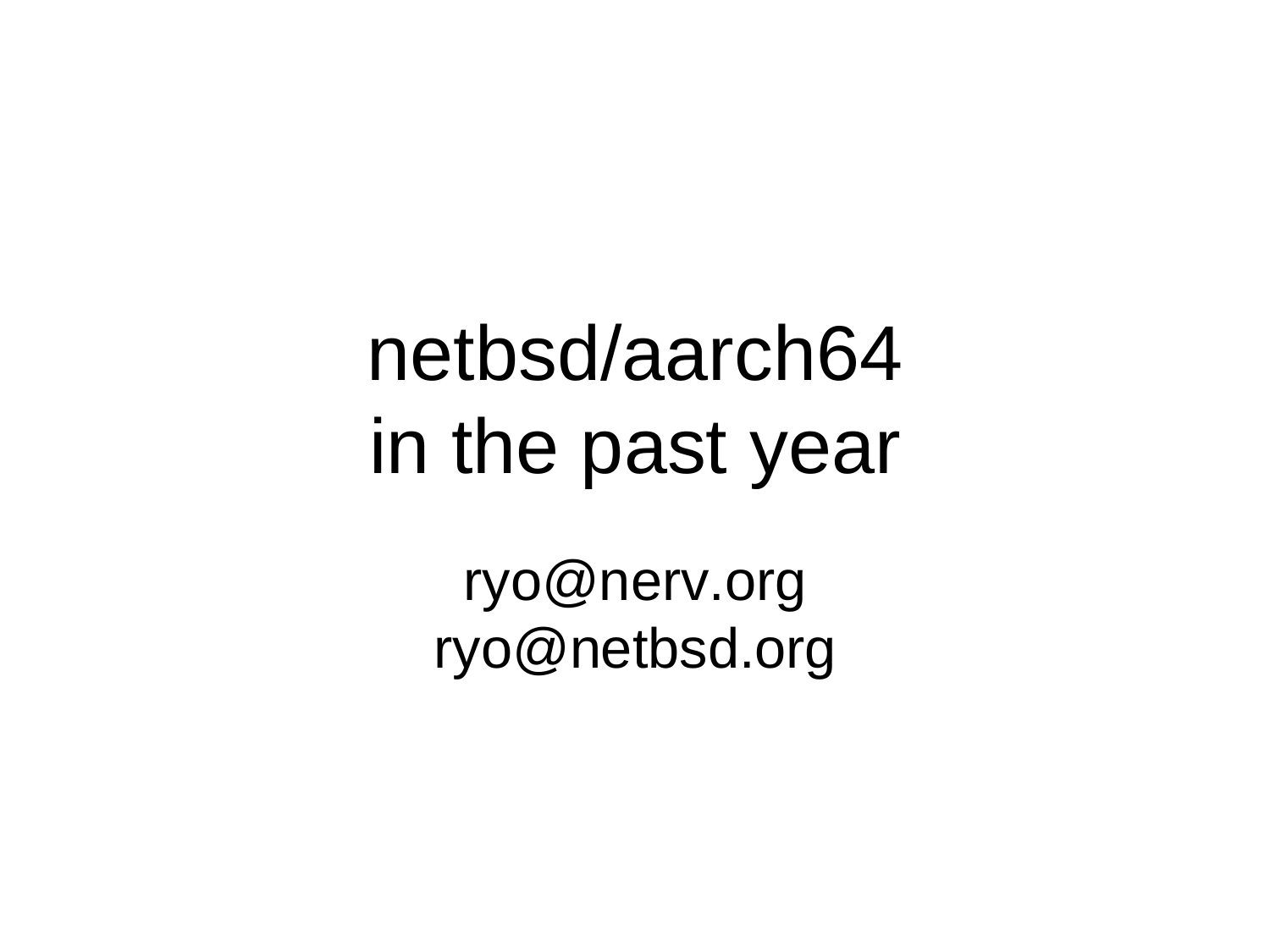# netbsd/aarch64 in the past year

ryo@nerv.org
ryo@netbsd.org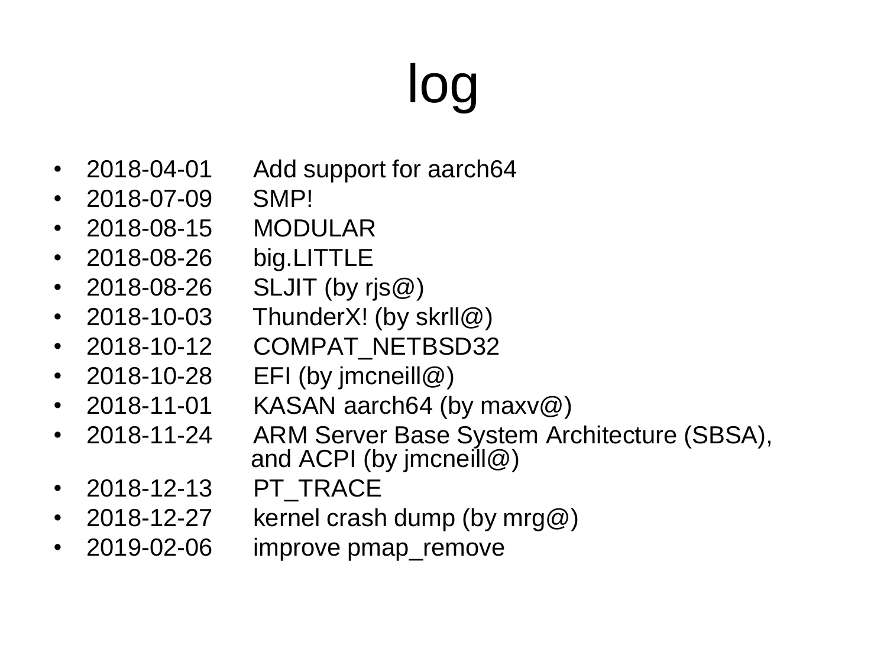# log

- 2018-04-01 Add support for aarch64
- 2018-07-09 SMP!
- 2018-08-15 MODULAR
- 2018-08-26 big.LITTLE
- 2018-08-26 SLJIT (by rjs@)
- 2018-10-03 ThunderX! (by skrll@)
- 2018-10-12 COMPAT_NETBSD32
- 2018-10-28 EFI (by jmcneill@)
- 2018-11-01 KASAN aarch64 (by maxv@)
- 2018-11-24 ARM Server Base System Architecture (SBSA), and ACPI (by jmcneill@)
- 2018-12-13 PT_TRACE
- 2018-12-27 kernel crash dump (by mrg@)
- 2019-02-06 improve pmap_remove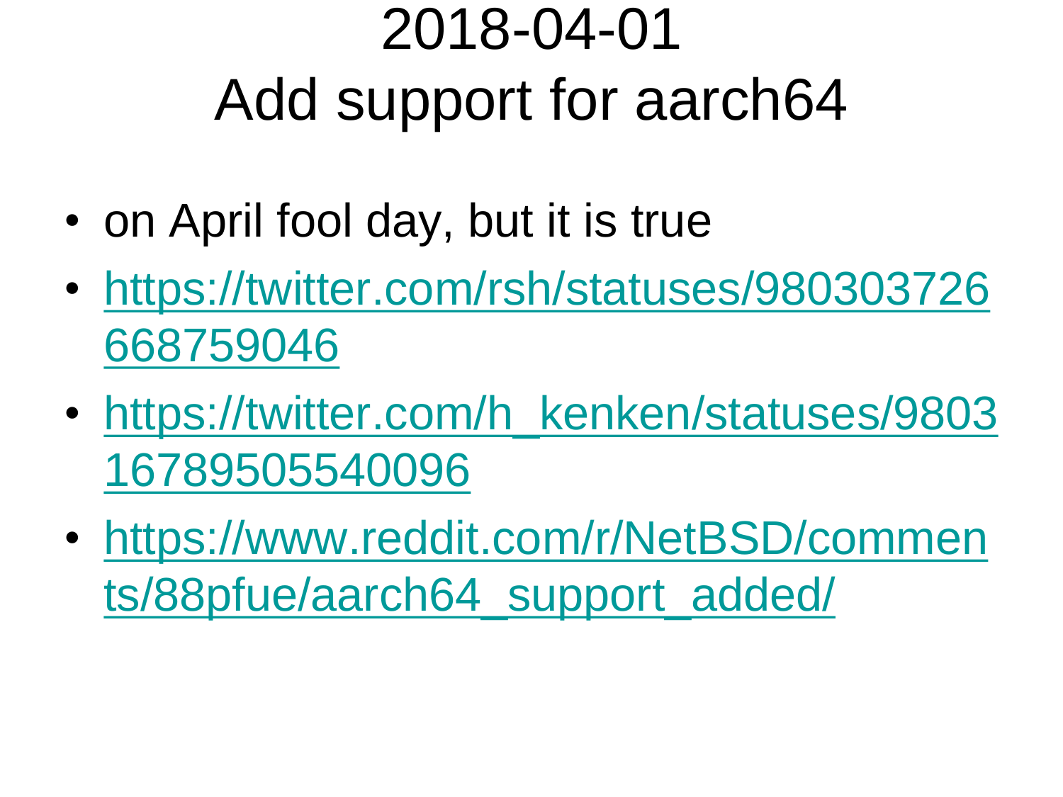# 2018-04-01
# Add support for aarch64

- on April fool day, but it is true
- https://twitter.com/rsh/statuses/980303726668759046
- https://twitter.com/h_kenken/statuses/980316789505540096
- https://www.reddit.com/r/NetBSD/comments/88pfue/aarch64_support_added/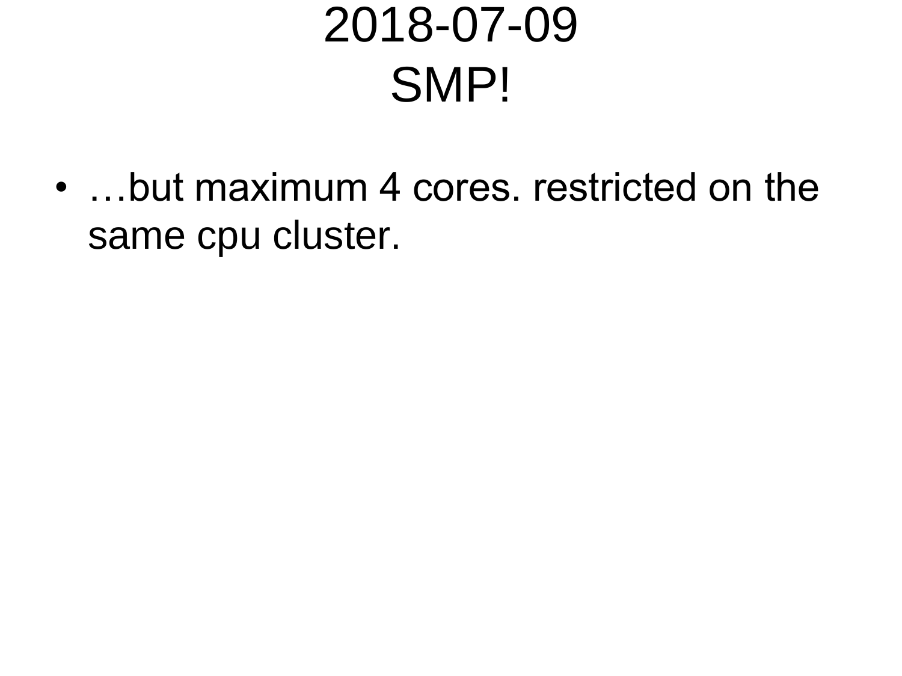# 2018-07-09
# SMP!

- …but maximum 4 cores. restricted on the same cpu cluster.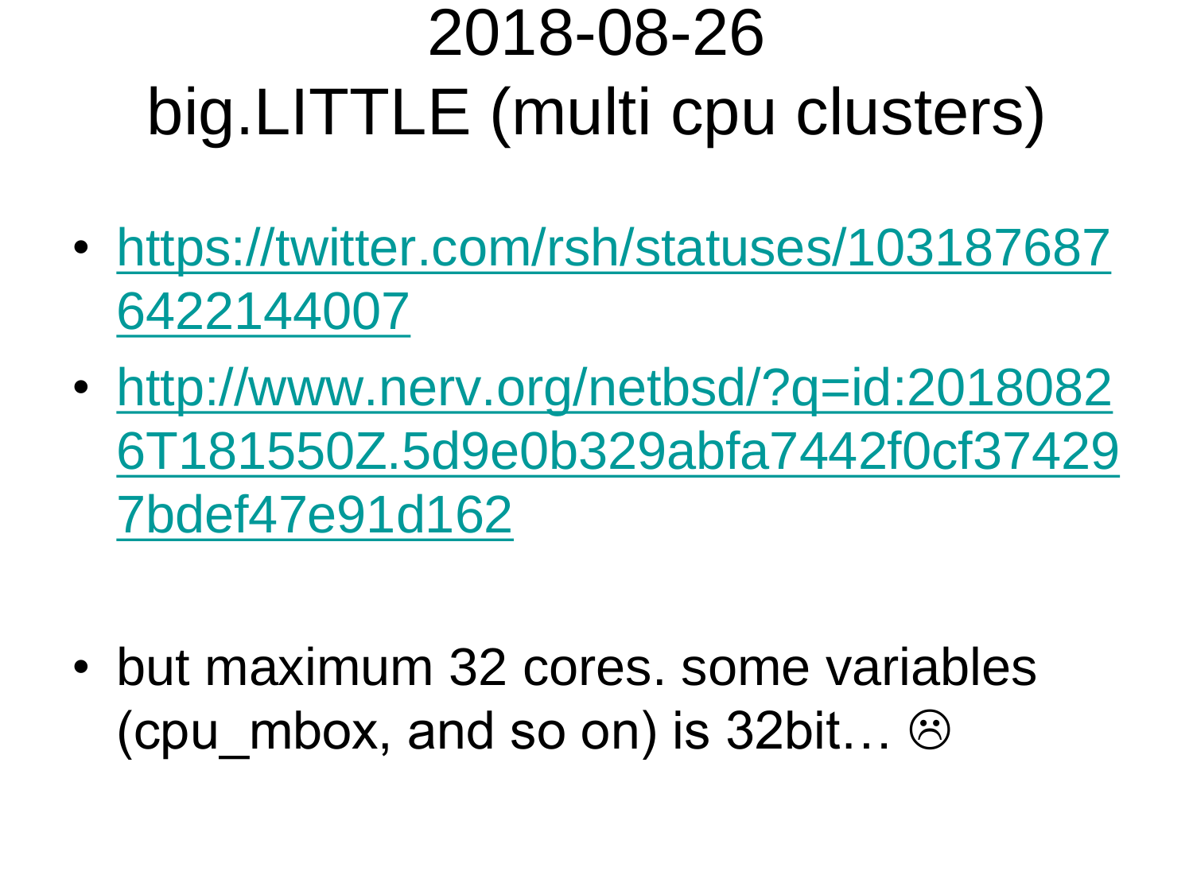# 2018-08-26
# big.LITTLE (multi cpu clusters)

- https://twitter.com/rsh/statuses/1031876876422144007
- http://www.nerv.org/netbsd/?q=id:20180826T181550Z.5d9e0b329abfa7442f0cf374297bdef47e91d162

- but maximum 32 cores. some variables (cpu_mbox, and so on) is 32bit… ☹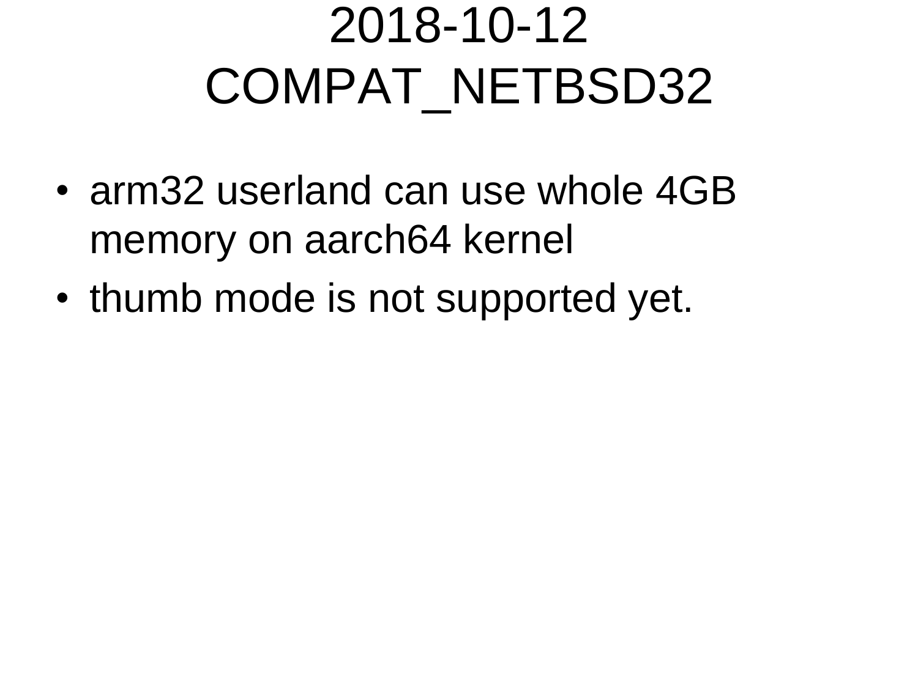# 2018-10-12 COMPAT_NETBSD32

- arm32 userland can use whole 4GB memory on aarch64 kernel
- thumb mode is not supported yet.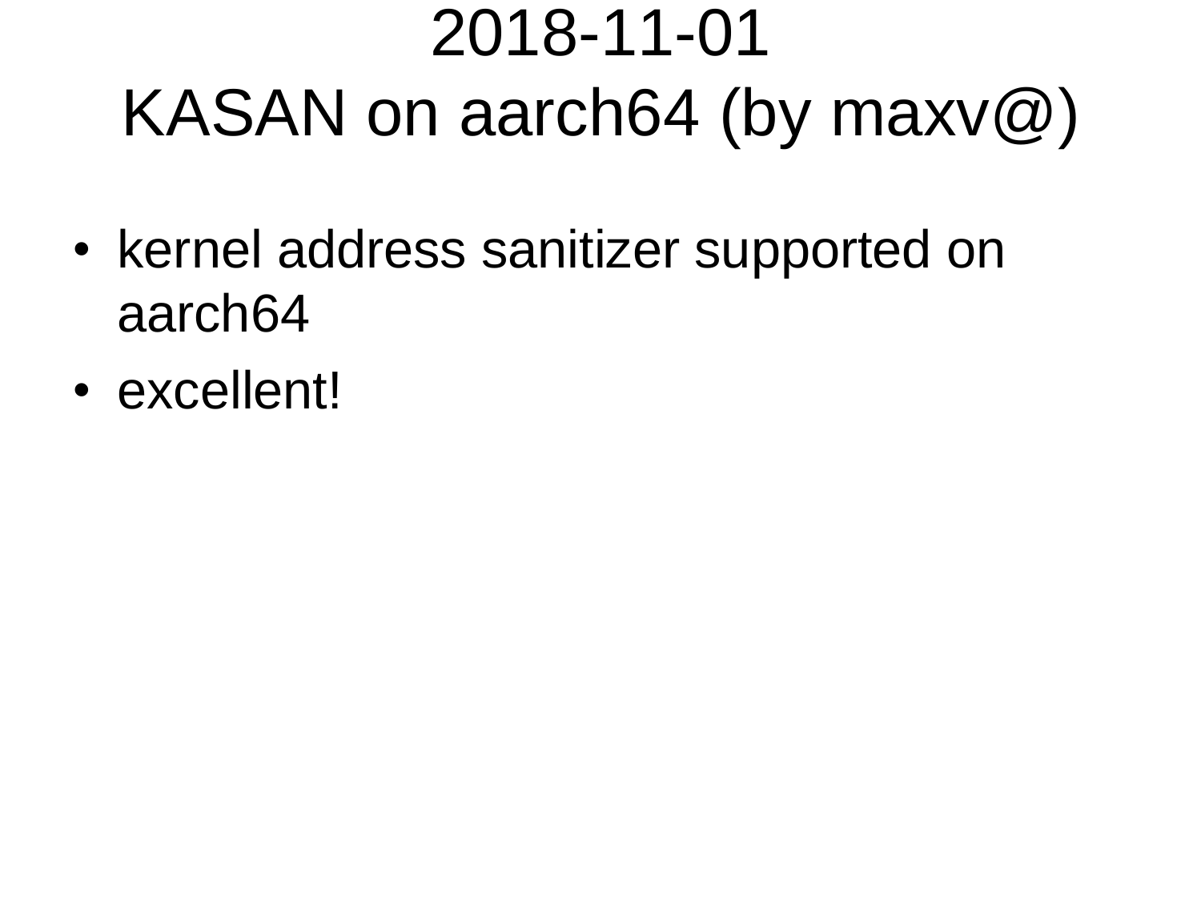# 2018-11-01
# KASAN on aarch64 (by maxv@)

- kernel address sanitizer supported on aarch64
- excellent!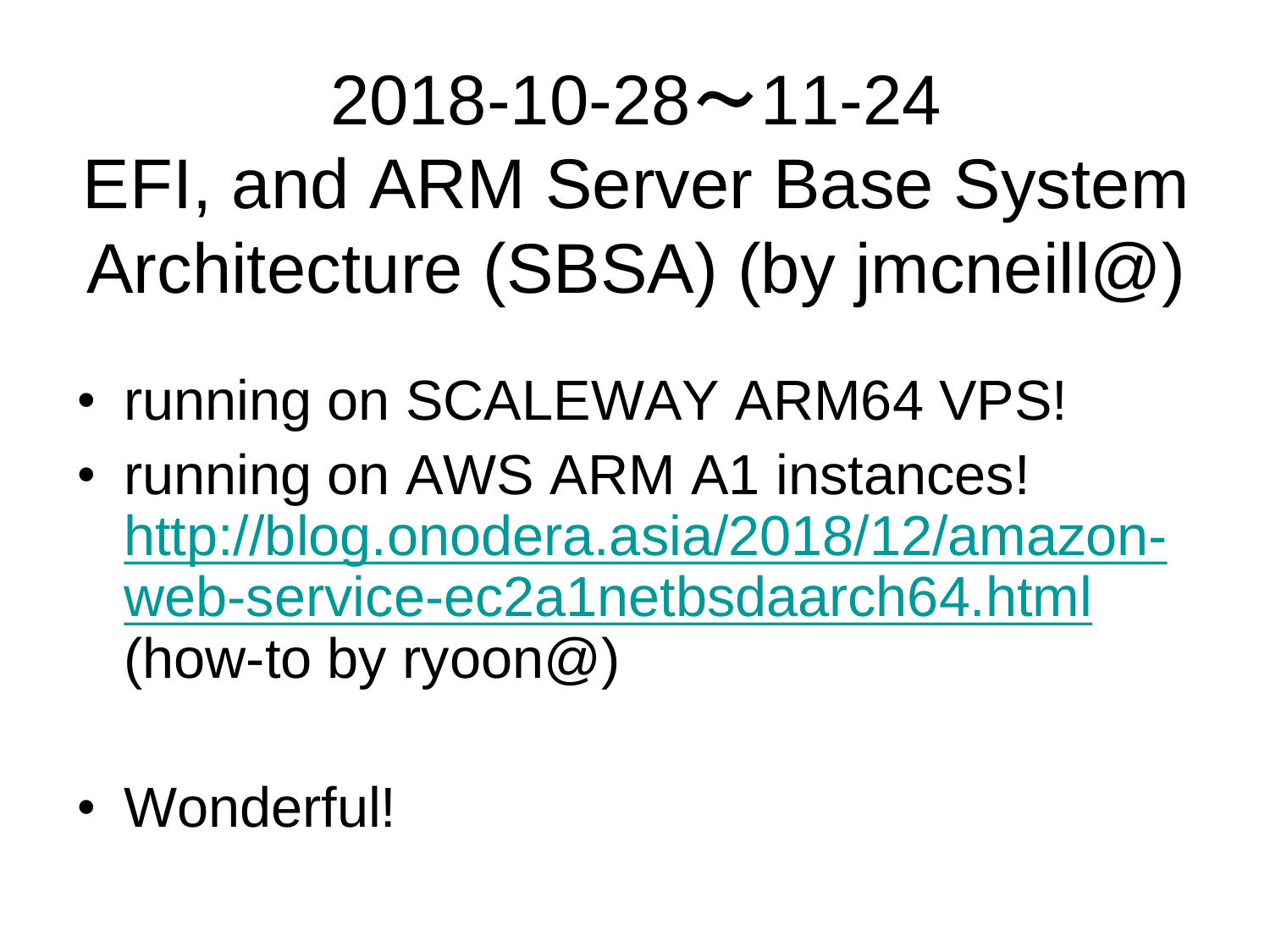# 2018-10-28～11-24 EFI, and ARM Server Base System Architecture (SBSA) (by jmcneill@)

- running on SCALEWAY ARM64 VPS!
- running on AWS ARM A1 instances! [http://blog.onodera.asia/2018/12/amazon-web-service-ec2a1netbsdaarch64.html](http://blog.onodera.asia/2018/12/amazon-web-service-ec2a1netbsdaarch64.html) (how-to by ryoon@)
- Wonderful!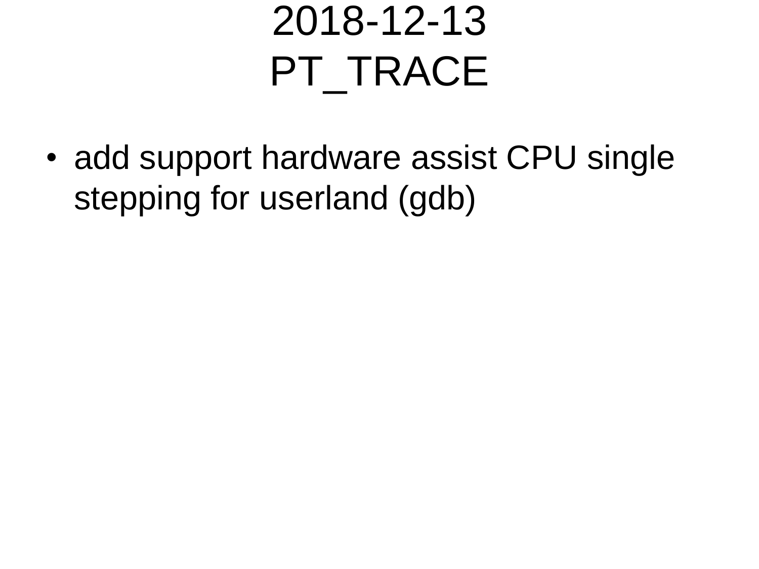# 2018-12-13
# PT_TRACE

- add support hardware assist CPU single stepping for userland (gdb)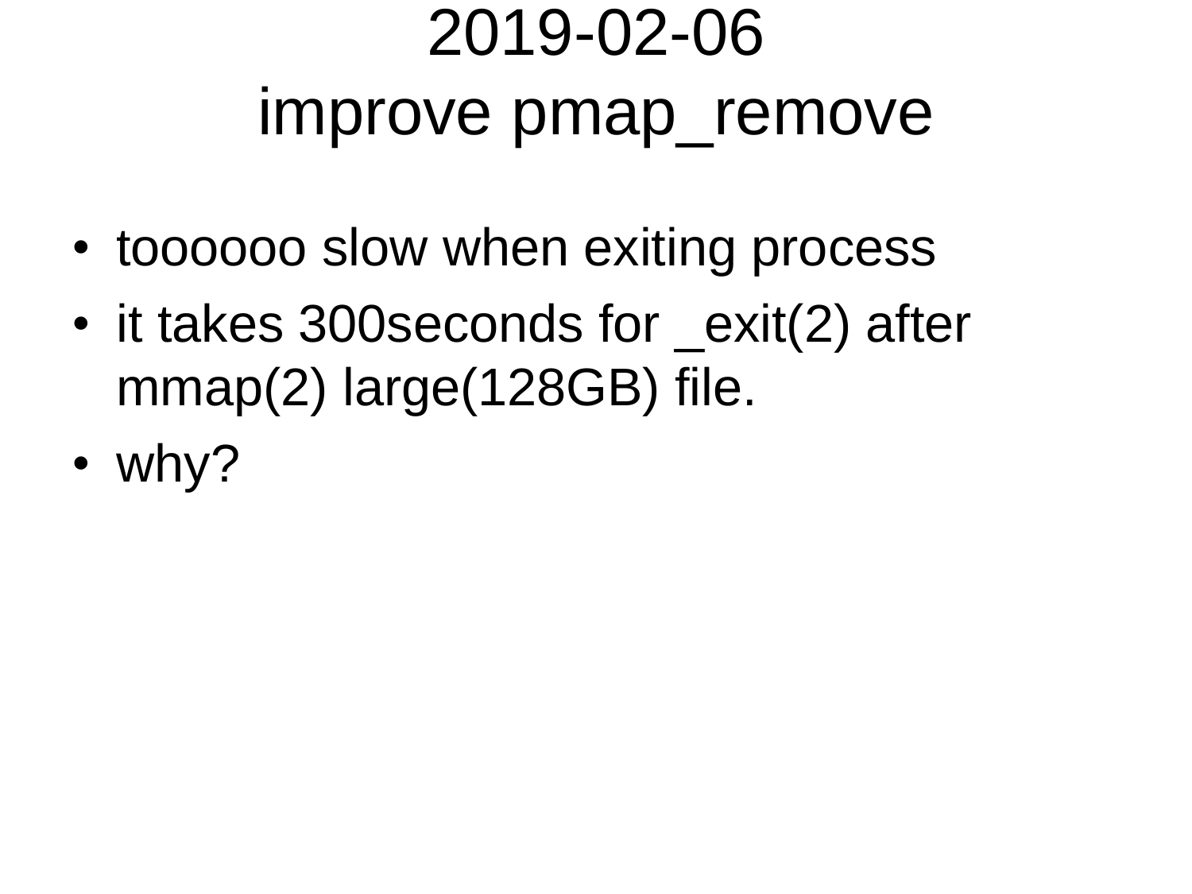# 2019-02-06
# improve pmap_remove

- toooooo slow when exiting process
- it takes 300seconds for _exit(2) after mmap(2) large(128GB) file.
- why?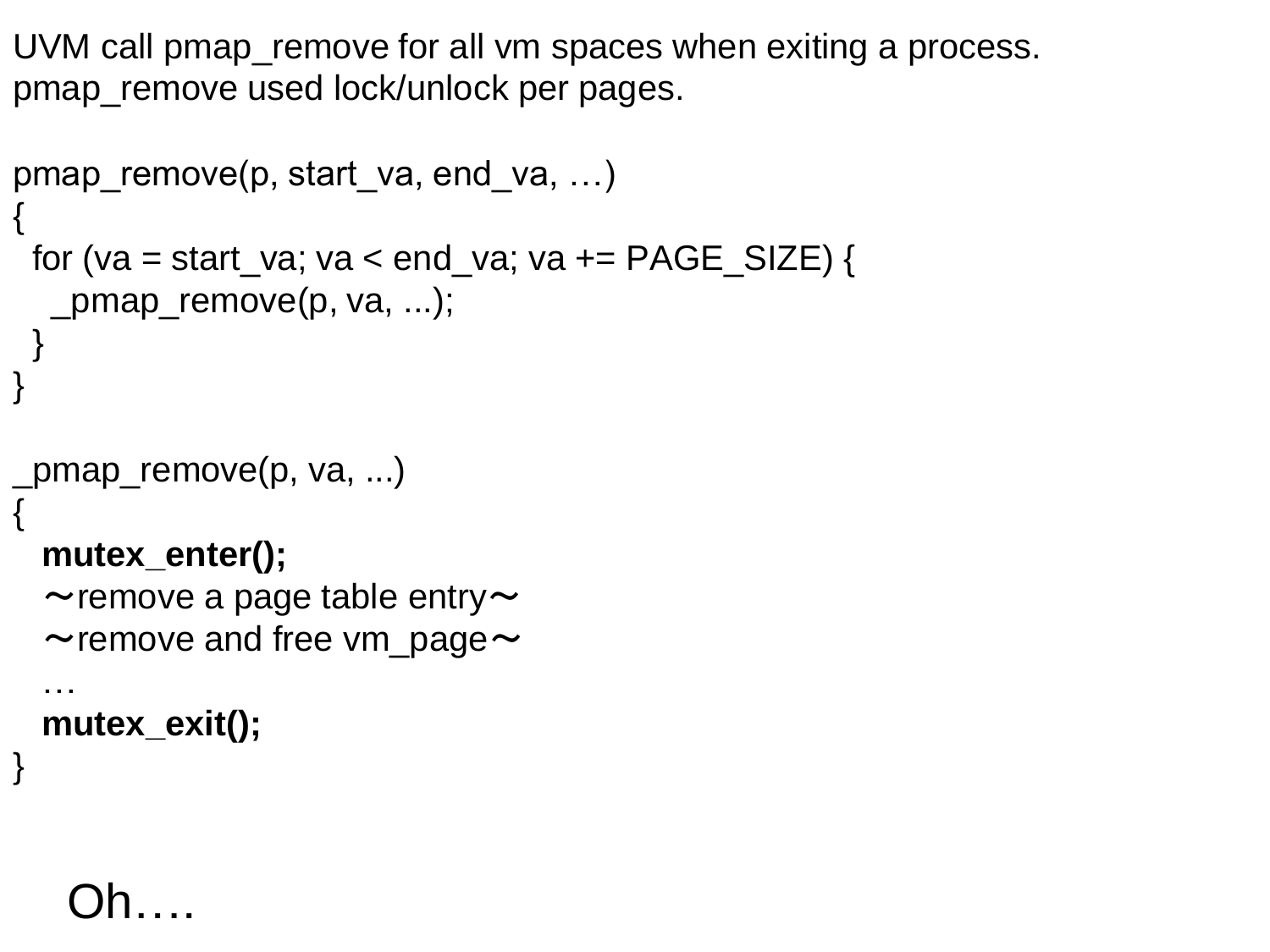UVM call pmap_remove for all vm spaces when exiting a process.
pmap_remove used lock/unlock per pages.

```
pmap_remove(p, start_va, end_va, …)
{
  for (va = start_va; va < end_va; va += PAGE_SIZE) {
    _pmap_remove(p, va, ...);
  }
}

_pmap_remove(p, va, ...)
{
   mutex_enter();
   ～remove a page table entry～
   ～remove and free vm_page～
   …
   mutex_exit();
}
```

Oh….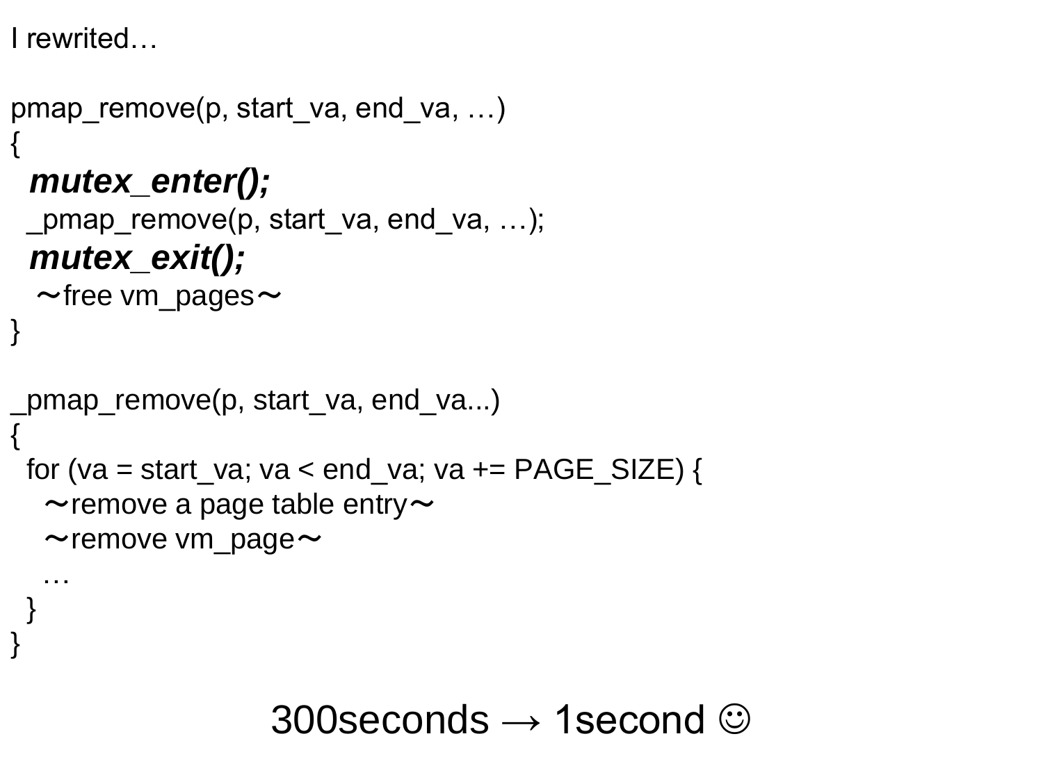I rewrited…

```
pmap_remove(p, start_va, end_va, …)
{
  mutex_enter();
  _pmap_remove(p, start_va, end_va, …);
  mutex_exit();
   ～free vm_pages～
}

_pmap_remove(p, start_va, end_va...)
{
  for (va = start_va; va < end_va; va += PAGE_SIZE) {
    ～remove a page table entry～
    ～remove vm_page～
    …
  }
}
```

300seconds → 1second ☺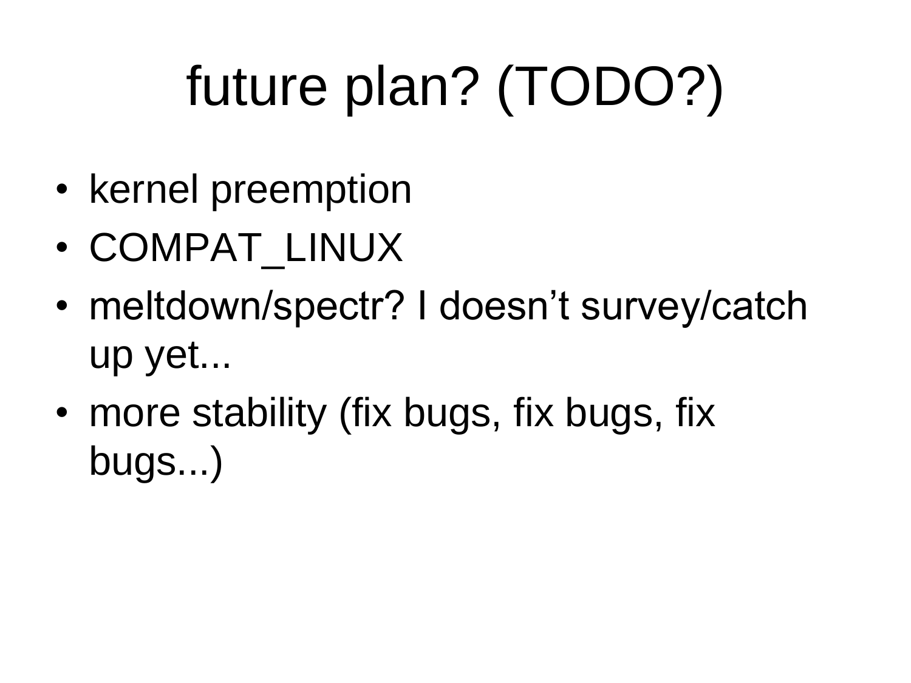# future plan? (TODO?)

- kernel preemption
- COMPAT_LINUX
- meltdown/spectr? I doesn’t survey/catch up yet...
- more stability (fix bugs, fix bugs, fix bugs...)